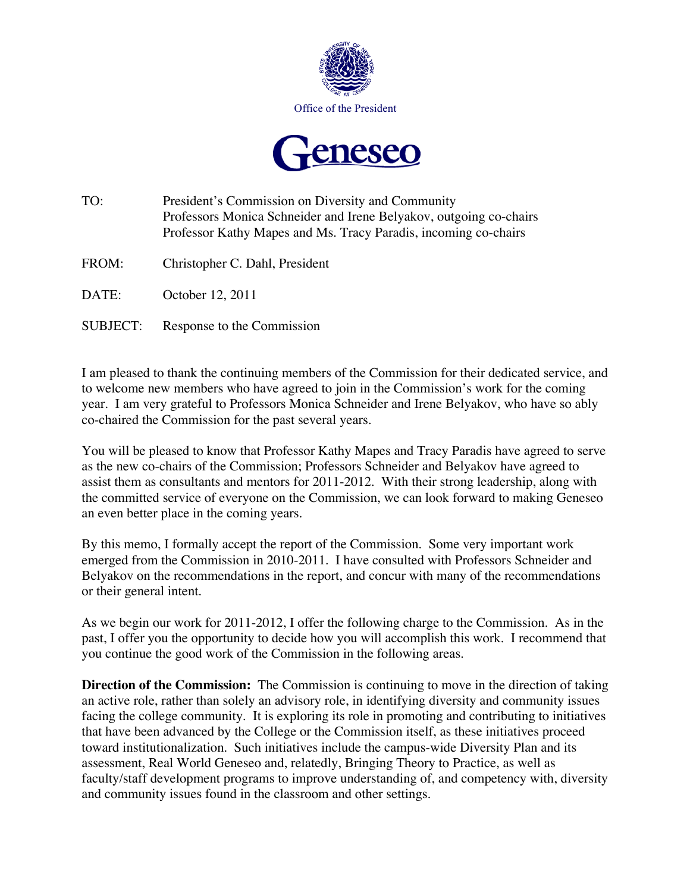Office of the President

Geneseo

TO: President's Commission on Diversity and Community
Professors Monica Schneider and Irene Belyakov, outgoing co-chairs
Professor Kathy Mapes and Ms. Tracy Paradis, incoming co-chairs

FROM: Christopher C. Dahl, President

DATE: October 12, 2011

SUBJECT: Response to the Commission

I am pleased to thank the continuing members of the Commission for their dedicated service, and to welcome new members who have agreed to join in the Commission's work for the coming year. I am very grateful to Professors Monica Schneider and Irene Belyakov, who have so ably co-chaired the Commission for the past several years.

You will be pleased to know that Professor Kathy Mapes and Tracy Paradis have agreed to serve as the new co-chairs of the Commission; Professors Schneider and Belyakov have agreed to assist them as consultants and mentors for 2011-2012. With their strong leadership, along with the committed service of everyone on the Commission, we can look forward to making Geneseo an even better place in the coming years.

By this memo, I formally accept the report of the Commission. Some very important work emerged from the Commission in 2010-2011. I have consulted with Professors Schneider and Belyakov on the recommendations in the report, and concur with many of the recommendations or their general intent.

As we begin our work for 2011-2012, I offer the following charge to the Commission. As in the past, I offer you the opportunity to decide how you will accomplish this work. I recommend that you continue the good work of the Commission in the following areas.

**Direction of the Commission:** The Commission is continuing to move in the direction of taking an active role, rather than solely an advisory role, in identifying diversity and community issues facing the college community. It is exploring its role in promoting and contributing to initiatives that have been advanced by the College or the Commission itself, as these initiatives proceed toward institutionalization. Such initiatives include the campus-wide Diversity Plan and its assessment, Real World Geneseo and, relatedly, Bringing Theory to Practice, as well as faculty/staff development programs to improve understanding of, and competency with, diversity and community issues found in the classroom and other settings.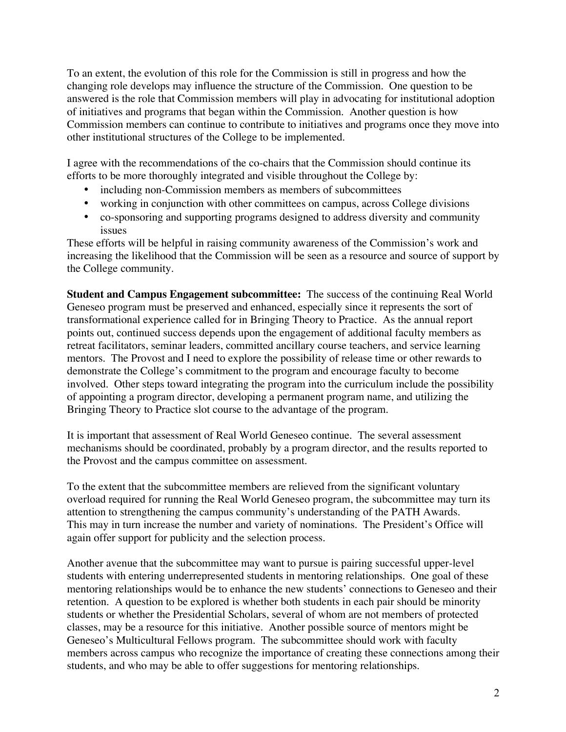To an extent, the evolution of this role for the Commission is still in progress and how the changing role develops may influence the structure of the Commission. One question to be answered is the role that Commission members will play in advocating for institutional adoption of initiatives and programs that began within the Commission. Another question is how Commission members can continue to contribute to initiatives and programs once they move into other institutional structures of the College to be implemented.

I agree with the recommendations of the co-chairs that the Commission should continue its efforts to be more thoroughly integrated and visible throughout the College by:

- including non-Commission members as members of subcommittees
- working in conjunction with other committees on campus, across College divisions
- co-sponsoring and supporting programs designed to address diversity and community issues

These efforts will be helpful in raising community awareness of the Commission's work and increasing the likelihood that the Commission will be seen as a resource and source of support by the College community.

**Student and Campus Engagement subcommittee:** The success of the continuing Real World Geneseo program must be preserved and enhanced, especially since it represents the sort of transformational experience called for in Bringing Theory to Practice. As the annual report points out, continued success depends upon the engagement of additional faculty members as retreat facilitators, seminar leaders, committed ancillary course teachers, and service learning mentors. The Provost and I need to explore the possibility of release time or other rewards to demonstrate the College's commitment to the program and encourage faculty to become involved. Other steps toward integrating the program into the curriculum include the possibility of appointing a program director, developing a permanent program name, and utilizing the Bringing Theory to Practice slot course to the advantage of the program.

It is important that assessment of Real World Geneseo continue. The several assessment mechanisms should be coordinated, probably by a program director, and the results reported to the Provost and the campus committee on assessment.

To the extent that the subcommittee members are relieved from the significant voluntary overload required for running the Real World Geneseo program, the subcommittee may turn its attention to strengthening the campus community's understanding of the PATH Awards. This may in turn increase the number and variety of nominations. The President's Office will again offer support for publicity and the selection process.

Another avenue that the subcommittee may want to pursue is pairing successful upper-level students with entering underrepresented students in mentoring relationships. One goal of these mentoring relationships would be to enhance the new students' connections to Geneseo and their retention. A question to be explored is whether both students in each pair should be minority students or whether the Presidential Scholars, several of whom are not members of protected classes, may be a resource for this initiative. Another possible source of mentors might be Geneseo's Multicultural Fellows program. The subcommittee should work with faculty members across campus who recognize the importance of creating these connections among their students, and who may be able to offer suggestions for mentoring relationships.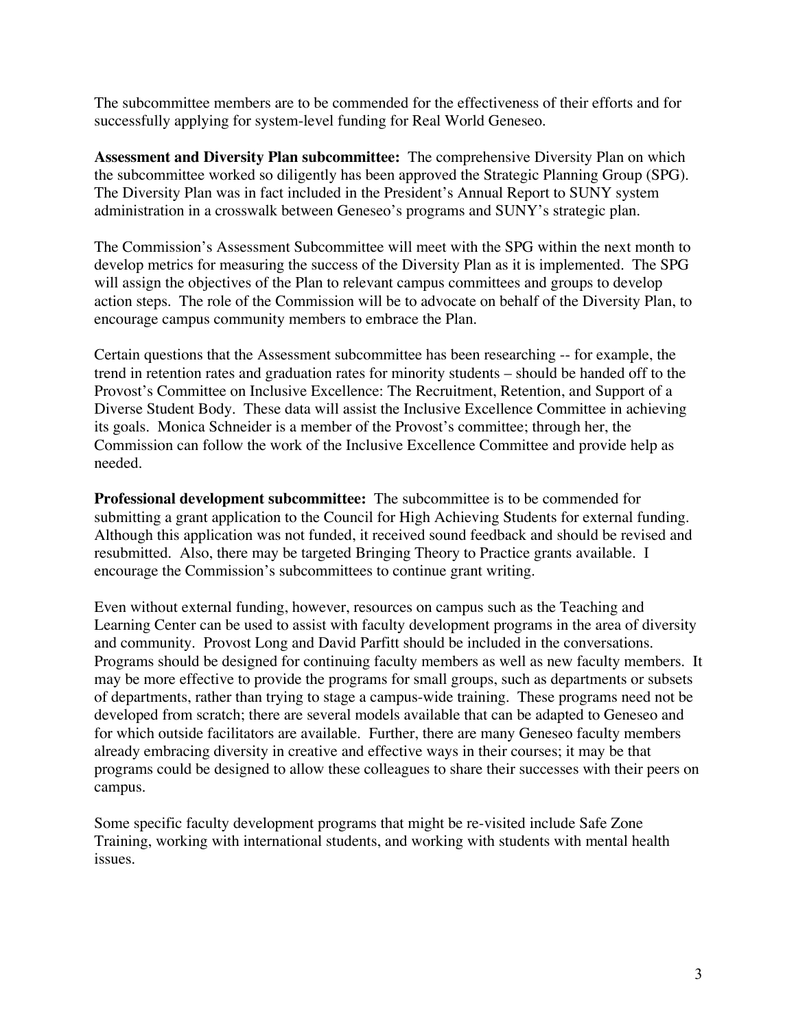The subcommittee members are to be commended for the effectiveness of their efforts and for successfully applying for system-level funding for Real World Geneseo.

**Assessment and Diversity Plan subcommittee:** The comprehensive Diversity Plan on which the subcommittee worked so diligently has been approved the Strategic Planning Group (SPG). The Diversity Plan was in fact included in the President's Annual Report to SUNY system administration in a crosswalk between Geneseo's programs and SUNY's strategic plan.

The Commission's Assessment Subcommittee will meet with the SPG within the next month to develop metrics for measuring the success of the Diversity Plan as it is implemented. The SPG will assign the objectives of the Plan to relevant campus committees and groups to develop action steps. The role of the Commission will be to advocate on behalf of the Diversity Plan, to encourage campus community members to embrace the Plan.

Certain questions that the Assessment subcommittee has been researching -- for example, the trend in retention rates and graduation rates for minority students – should be handed off to the Provost's Committee on Inclusive Excellence: The Recruitment, Retention, and Support of a Diverse Student Body. These data will assist the Inclusive Excellence Committee in achieving its goals. Monica Schneider is a member of the Provost's committee; through her, the Commission can follow the work of the Inclusive Excellence Committee and provide help as needed.

**Professional development subcommittee:** The subcommittee is to be commended for submitting a grant application to the Council for High Achieving Students for external funding. Although this application was not funded, it received sound feedback and should be revised and resubmitted. Also, there may be targeted Bringing Theory to Practice grants available. I encourage the Commission's subcommittees to continue grant writing.

Even without external funding, however, resources on campus such as the Teaching and Learning Center can be used to assist with faculty development programs in the area of diversity and community. Provost Long and David Parfitt should be included in the conversations. Programs should be designed for continuing faculty members as well as new faculty members. It may be more effective to provide the programs for small groups, such as departments or subsets of departments, rather than trying to stage a campus-wide training. These programs need not be developed from scratch; there are several models available that can be adapted to Geneseo and for which outside facilitators are available. Further, there are many Geneseo faculty members already embracing diversity in creative and effective ways in their courses; it may be that programs could be designed to allow these colleagues to share their successes with their peers on campus.

Some specific faculty development programs that might be re-visited include Safe Zone Training, working with international students, and working with students with mental health issues.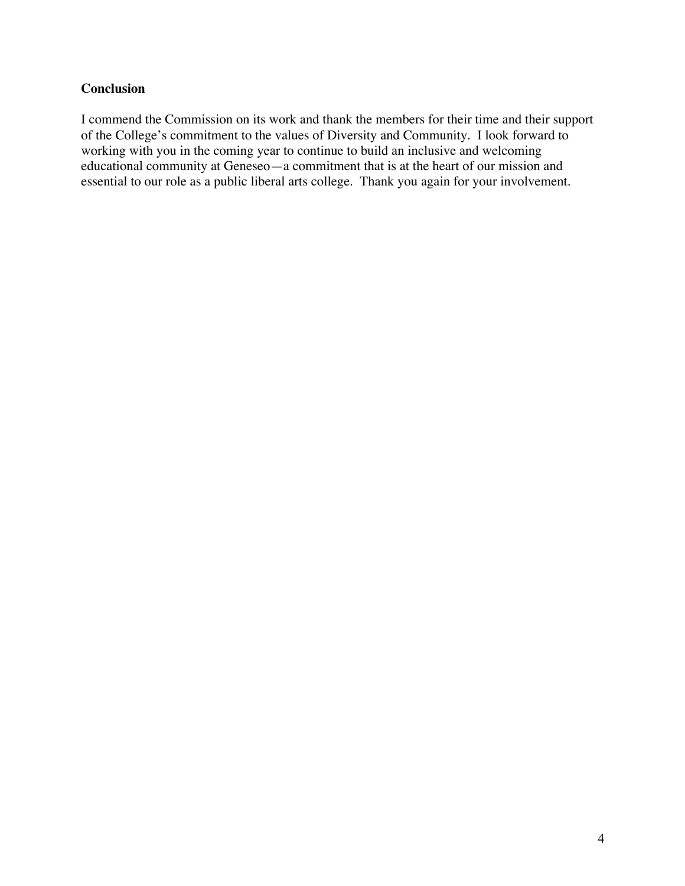**Conclusion**

I commend the Commission on its work and thank the members for their time and their support of the College's commitment to the values of Diversity and Community. I look forward to working with you in the coming year to continue to build an inclusive and welcoming educational community at Geneseo—a commitment that is at the heart of our mission and essential to our role as a public liberal arts college. Thank you again for your involvement.